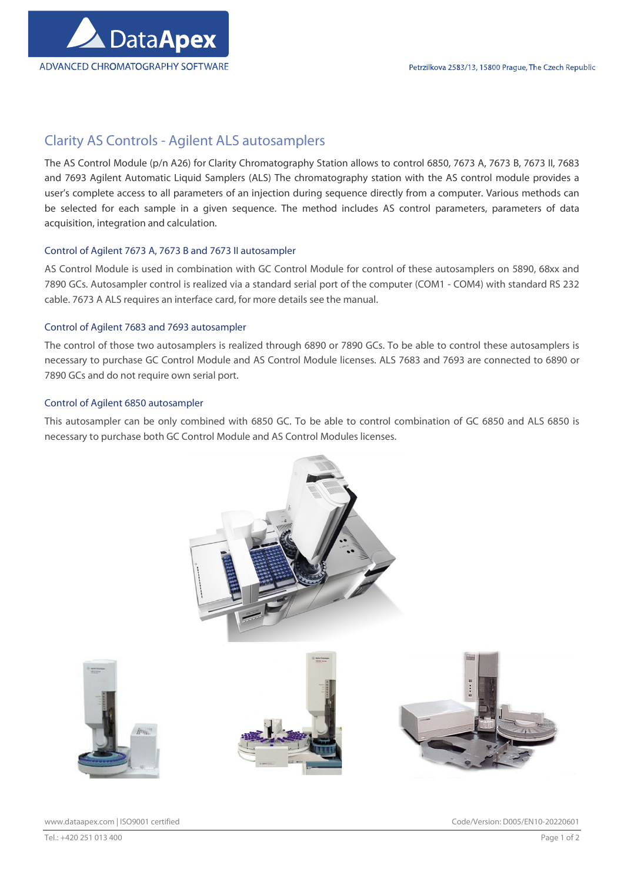# Clarity AS Controls - Agilent ALS autosamplers

The AS Control Module (p/n A26) for Clarity Chromatography Station allows to control 6850, 7673 A, 7673 B, 7673 II, 7683 and 7693 Agilent Automatic Liquid Samplers (ALS) The chromatography station with the AS control module provides a user's complete access to all parameters of an injection during sequence directly from a computer. Various methods can be selected for each sample in a given sequence. The method includes AS control parameters, parameters of data acquisition, integration and calculation.

## Control of Agilent 7673 A, 7673 B and 7673 II autosampler

AS Control Module is used in combination with GC Control Module for control of these autosamplers on 5890, 68xx and 7890 GCs. Autosampler control is realized via a standard serial port of the computer (COM1 - COM4) with standard RS 232 cable. 7673 A ALS requires an interface card, for more details see the manual.

## Control of Agilent 7683 and 7693 autosampler

The control of those two autosamplers is realized through 6890 or 7890 GCs. To be able to control these autosamplers is necessary to purchase GC Control Module and AS Control Module licenses. ALS 7683 and 7693 are connected to 6890 or 7890 GCs and do not require own serial port.

## Control of Agilent 6850 autosampler

This autosampler can be only combined with 6850 GC. To be able to control combination of GC 6850 and ALS 6850 is necessary to purchase both GC Control Module and AS Control Modules licenses.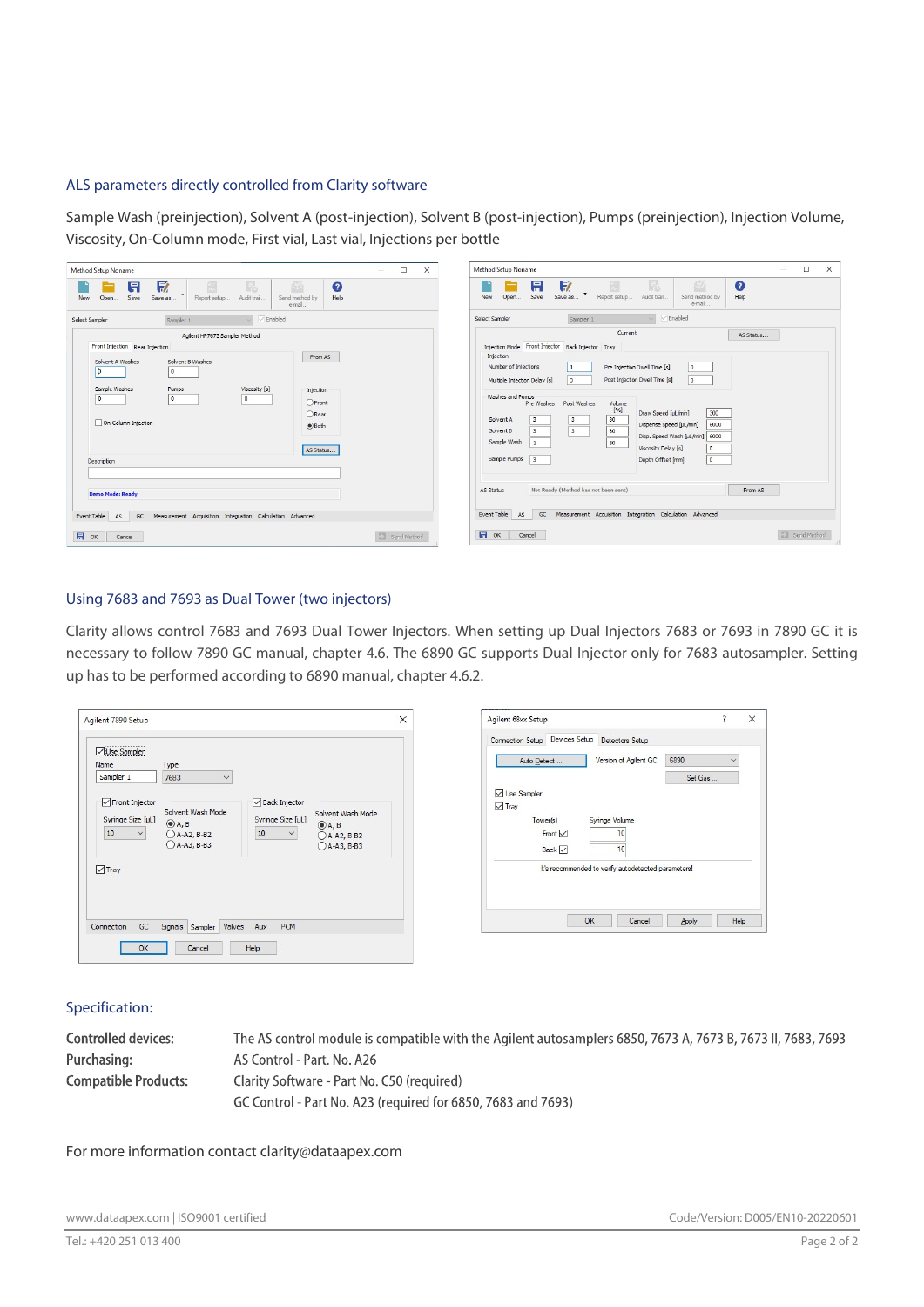## ALS parameters directly controlled from Clarity software

Sample Wash (preinjection), Solvent A (post-injection), Solvent B (post-injection), Pumps (preinjection), Injection Volume, Viscosity, On-Column mode, First vial, Last vial, Injections per bottle

## Using 7683 and 7693 as Dual Tower (two injectors)

Clarity allows control 7683 and 7693 Dual Tower Injectors. When setting up Dual Injectors 7683 or 7693 in 7890 GC it is necessary to follow 7890 GC manual, chapter 4.6. The 6890 GC supports Dual Injector only for 7683 autosampler. Setting up has to be performed according to 6890 manual, chapter 4.6.2.

## Specification:

| | |
|---|---|
| **Controlled devices:** | The AS control module is compatible with the Agilent autosamplers 6850, 7673 A, 7673 B, 7673 II, 7683, 7693 |
| **Purchasing:** | AS Control - Part. No. A26 |
| **Compatible Products:** | Clarity Software - Part No. C50 (required) |
| | GC Control - Part No. A23 (required for 6850, 7683 and 7693) |

For more information contact clarity@dataapex.com

www.dataapex.com | ISO9001 certified

Code/Version: D005/EN10-20220601

Tel.: +420 251 013 400